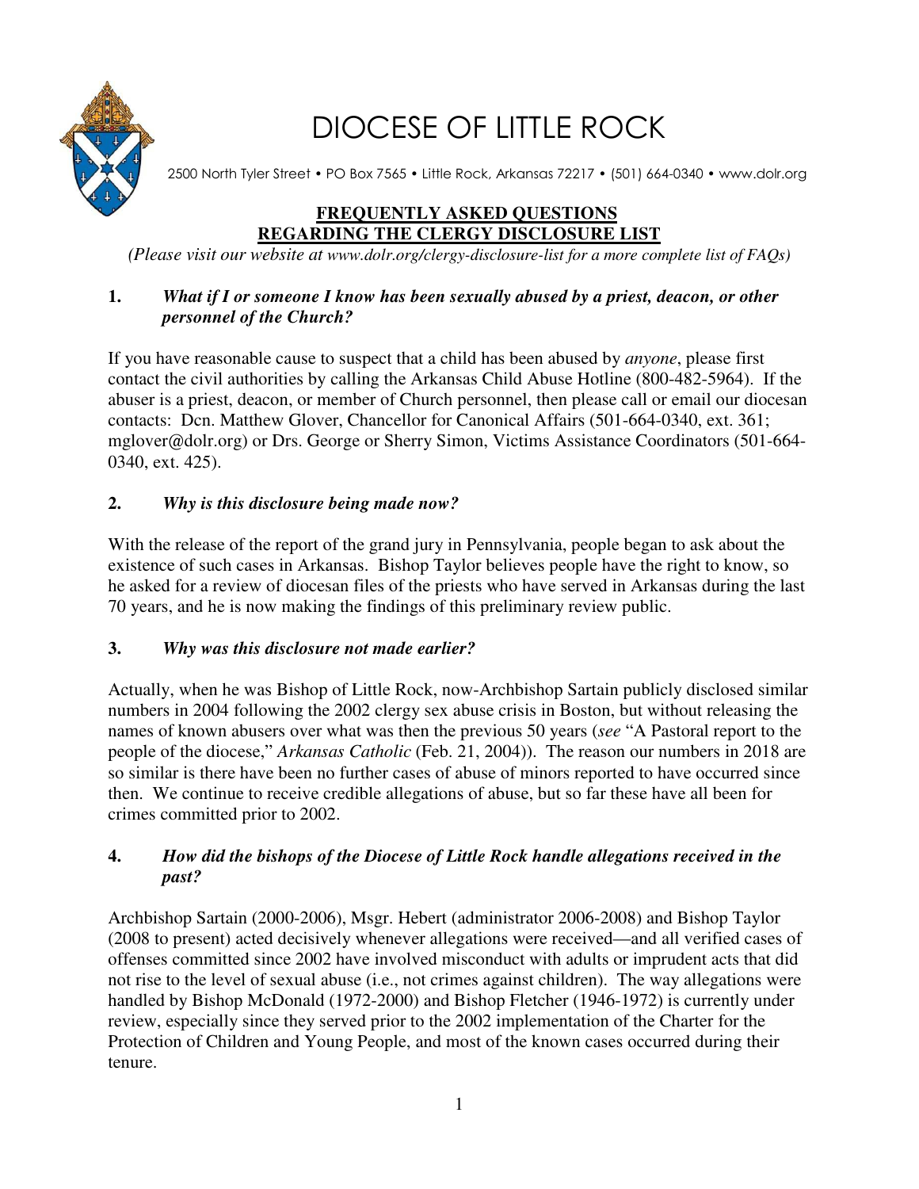# DIOCESE OF LITTLE ROCK

2500 North Tyler Street • PO Box 7565 • Little Rock, Arkansas 72217 • (501) 664-0340 • www.dolr.org

## FREQUENTLY ASKED QUESTIONS REGARDING THE CLERGY DISCLOSURE LIST

*(Please visit our website at www.dolr.org/clergy-disclosure-list for a more complete list of FAQs)*

**1. *What if I or someone I know has been sexually abused by a priest, deacon, or other personnel of the Church?***

If you have reasonable cause to suspect that a child has been abused by *anyone*, please first contact the civil authorities by calling the Arkansas Child Abuse Hotline (800-482-5964). If the abuser is a priest, deacon, or member of Church personnel, then please call or email our diocesan contacts: Dcn. Matthew Glover, Chancellor for Canonical Affairs (501-664-0340, ext. 361; mglover@dolr.org) or Drs. George or Sherry Simon, Victims Assistance Coordinators (501-664-0340, ext. 425).

**2. *Why is this disclosure being made now?***

With the release of the report of the grand jury in Pennsylvania, people began to ask about the existence of such cases in Arkansas. Bishop Taylor believes people have the right to know, so he asked for a review of diocesan files of the priests who have served in Arkansas during the last 70 years, and he is now making the findings of this preliminary review public.

**3. *Why was this disclosure not made earlier?***

Actually, when he was Bishop of Little Rock, now-Archbishop Sartain publicly disclosed similar numbers in 2004 following the 2002 clergy sex abuse crisis in Boston, but without releasing the names of known abusers over what was then the previous 50 years (*see* "A Pastoral report to the people of the diocese," *Arkansas Catholic* (Feb. 21, 2004)). The reason our numbers in 2018 are so similar is there have been no further cases of abuse of minors reported to have occurred since then. We continue to receive credible allegations of abuse, but so far these have all been for crimes committed prior to 2002.

**4. *How did the bishops of the Diocese of Little Rock handle allegations received in the past?***

Archbishop Sartain (2000-2006), Msgr. Hebert (administrator 2006-2008) and Bishop Taylor (2008 to present) acted decisively whenever allegations were received—and all verified cases of offenses committed since 2002 have involved misconduct with adults or imprudent acts that did not rise to the level of sexual abuse (i.e., not crimes against children). The way allegations were handled by Bishop McDonald (1972-2000) and Bishop Fletcher (1946-1972) is currently under review, especially since they served prior to the 2002 implementation of the Charter for the Protection of Children and Young People, and most of the known cases occurred during their tenure.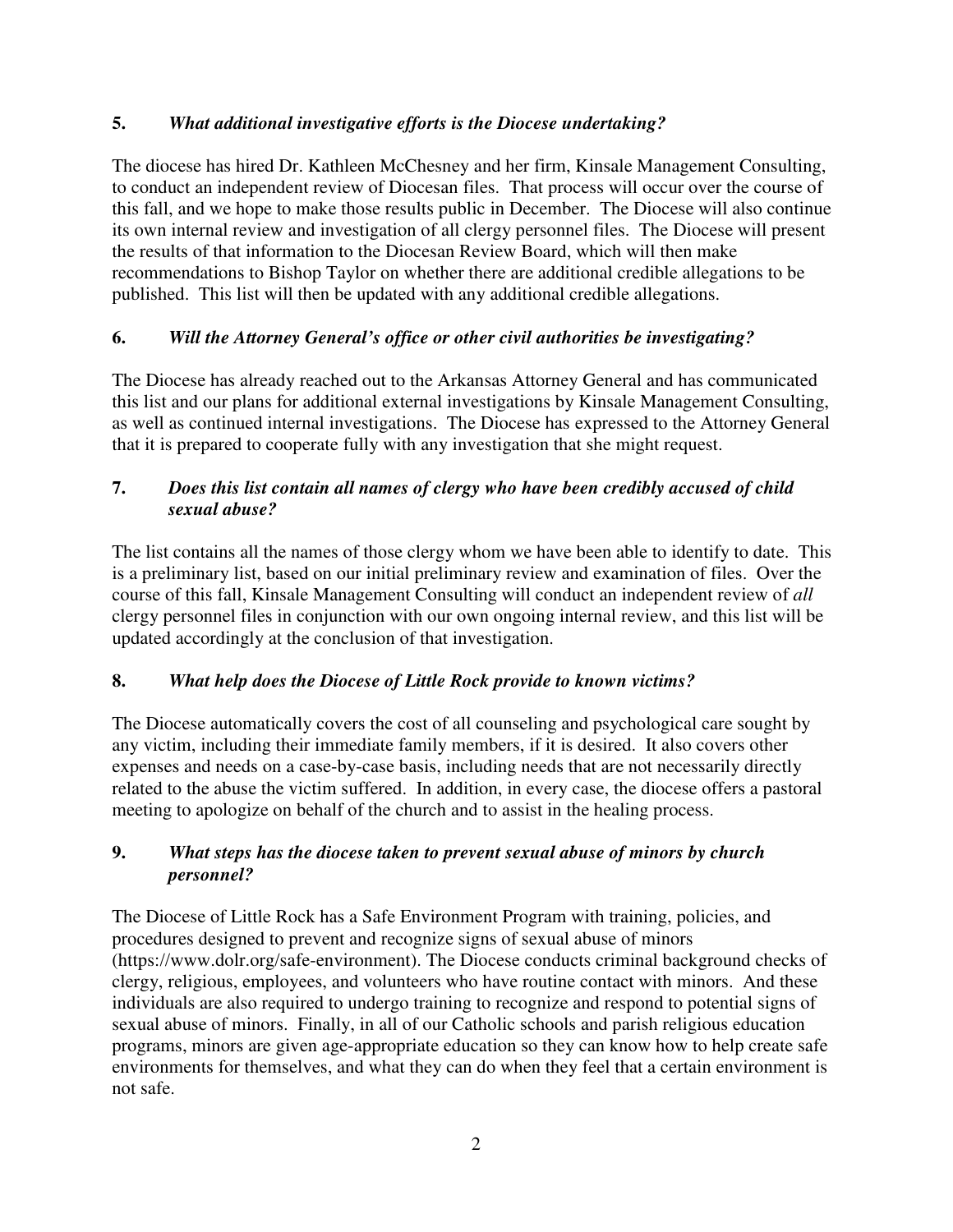**5.** ***What additional investigative efforts is the Diocese undertaking?***

The diocese has hired Dr. Kathleen McChesney and her firm, Kinsale Management Consulting, to conduct an independent review of Diocesan files. That process will occur over the course of this fall, and we hope to make those results public in December. The Diocese will also continue its own internal review and investigation of all clergy personnel files. The Diocese will present the results of that information to the Diocesan Review Board, which will then make recommendations to Bishop Taylor on whether there are additional credible allegations to be published. This list will then be updated with any additional credible allegations.

**6.** ***Will the Attorney General's office or other civil authorities be investigating?***

The Diocese has already reached out to the Arkansas Attorney General and has communicated this list and our plans for additional external investigations by Kinsale Management Consulting, as well as continued internal investigations. The Diocese has expressed to the Attorney General that it is prepared to cooperate fully with any investigation that she might request.

**7.** ***Does this list contain all names of clergy who have been credibly accused of child sexual abuse?***

The list contains all the names of those clergy whom we have been able to identify to date. This is a preliminary list, based on our initial preliminary review and examination of files. Over the course of this fall, Kinsale Management Consulting will conduct an independent review of *all* clergy personnel files in conjunction with our own ongoing internal review, and this list will be updated accordingly at the conclusion of that investigation.

**8.** ***What help does the Diocese of Little Rock provide to known victims?***

The Diocese automatically covers the cost of all counseling and psychological care sought by any victim, including their immediate family members, if it is desired. It also covers other expenses and needs on a case-by-case basis, including needs that are not necessarily directly related to the abuse the victim suffered. In addition, in every case, the diocese offers a pastoral meeting to apologize on behalf of the church and to assist in the healing process.

**9.** ***What steps has the diocese taken to prevent sexual abuse of minors by church personnel?***

The Diocese of Little Rock has a Safe Environment Program with training, policies, and procedures designed to prevent and recognize signs of sexual abuse of minors (https://www.dolr.org/safe-environment). The Diocese conducts criminal background checks of clergy, religious, employees, and volunteers who have routine contact with minors. And these individuals are also required to undergo training to recognize and respond to potential signs of sexual abuse of minors. Finally, in all of our Catholic schools and parish religious education programs, minors are given age-appropriate education so they can know how to help create safe environments for themselves, and what they can do when they feel that a certain environment is not safe.